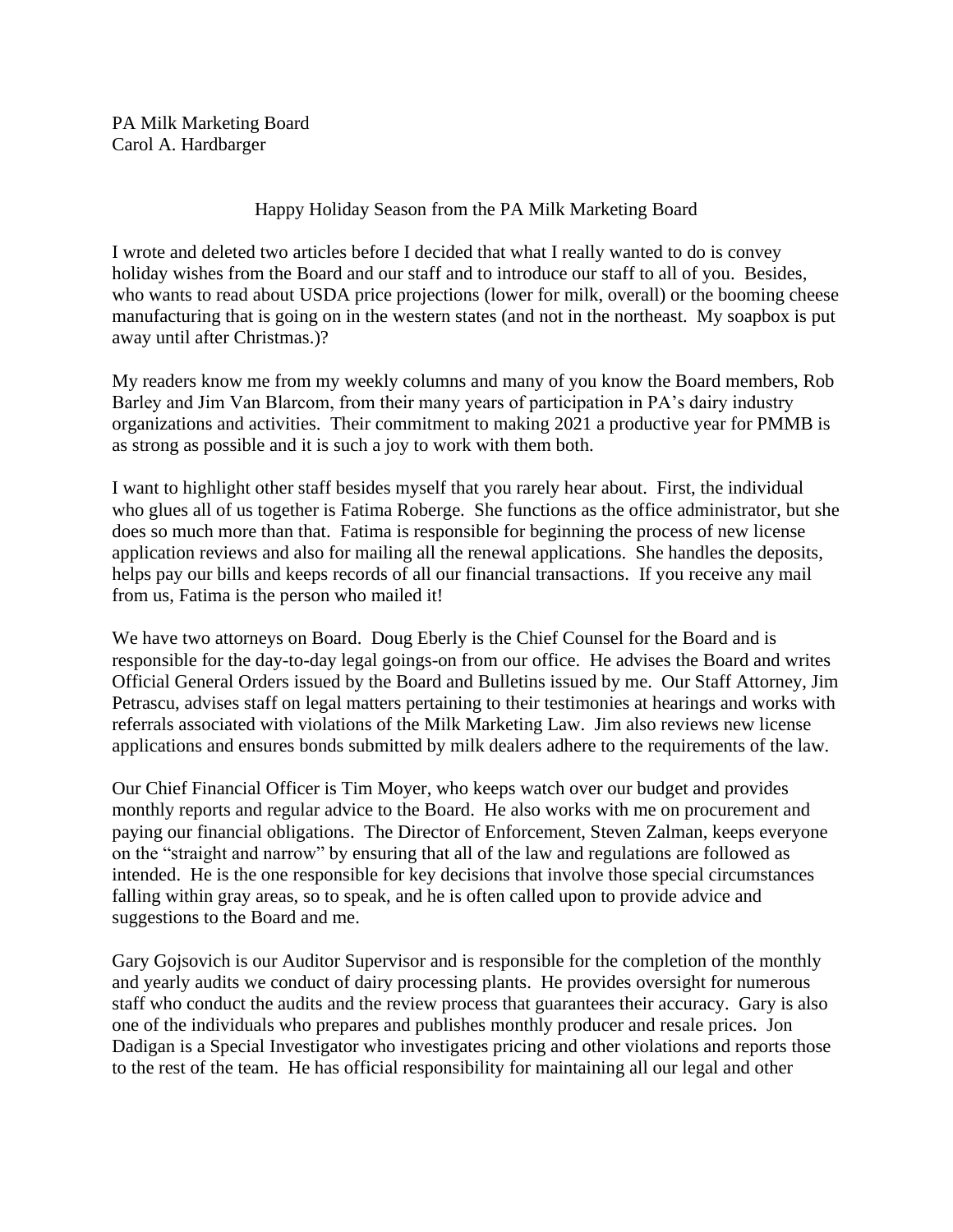PA Milk Marketing Board
Carol A. Hardbarger

## Happy Holiday Season from the PA Milk Marketing Board

I wrote and deleted two articles before I decided that what I really wanted to do is convey holiday wishes from the Board and our staff and to introduce our staff to all of you. Besides, who wants to read about USDA price projections (lower for milk, overall) or the booming cheese manufacturing that is going on in the western states (and not in the northeast. My soapbox is put away until after Christmas.)?

My readers know me from my weekly columns and many of you know the Board members, Rob Barley and Jim Van Blarcom, from their many years of participation in PA's dairy industry organizations and activities. Their commitment to making 2021 a productive year for PMMB is as strong as possible and it is such a joy to work with them both.

I want to highlight other staff besides myself that you rarely hear about. First, the individual who glues all of us together is Fatima Roberge. She functions as the office administrator, but she does so much more than that. Fatima is responsible for beginning the process of new license application reviews and also for mailing all the renewal applications. She handles the deposits, helps pay our bills and keeps records of all our financial transactions. If you receive any mail from us, Fatima is the person who mailed it!

We have two attorneys on Board. Doug Eberly is the Chief Counsel for the Board and is responsible for the day-to-day legal goings-on from our office. He advises the Board and writes Official General Orders issued by the Board and Bulletins issued by me. Our Staff Attorney, Jim Petrascu, advises staff on legal matters pertaining to their testimonies at hearings and works with referrals associated with violations of the Milk Marketing Law. Jim also reviews new license applications and ensures bonds submitted by milk dealers adhere to the requirements of the law.

Our Chief Financial Officer is Tim Moyer, who keeps watch over our budget and provides monthly reports and regular advice to the Board. He also works with me on procurement and paying our financial obligations. The Director of Enforcement, Steven Zalman, keeps everyone on the "straight and narrow" by ensuring that all of the law and regulations are followed as intended. He is the one responsible for key decisions that involve those special circumstances falling within gray areas, so to speak, and he is often called upon to provide advice and suggestions to the Board and me.

Gary Gojsovich is our Auditor Supervisor and is responsible for the completion of the monthly and yearly audits we conduct of dairy processing plants. He provides oversight for numerous staff who conduct the audits and the review process that guarantees their accuracy. Gary is also one of the individuals who prepares and publishes monthly producer and resale prices. Jon Dadigan is a Special Investigator who investigates pricing and other violations and reports those to the rest of the team. He has official responsibility for maintaining all our legal and other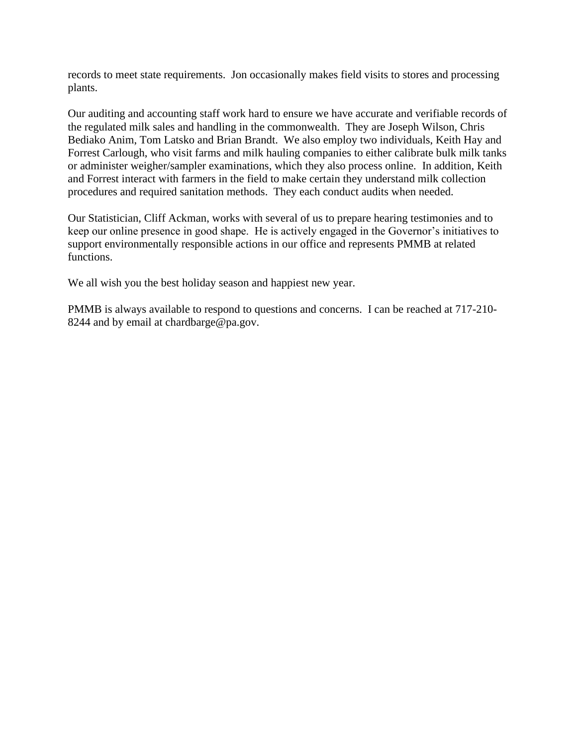records to meet state requirements.  Jon occasionally makes field visits to stores and processing plants.

Our auditing and accounting staff work hard to ensure we have accurate and verifiable records of the regulated milk sales and handling in the commonwealth.  They are Joseph Wilson, Chris Bediako Anim, Tom Latsko and Brian Brandt.  We also employ two individuals, Keith Hay and Forrest Carlough, who visit farms and milk hauling companies to either calibrate bulk milk tanks or administer weigher/sampler examinations, which they also process online.  In addition, Keith and Forrest interact with farmers in the field to make certain they understand milk collection procedures and required sanitation methods.  They each conduct audits when needed.

Our Statistician, Cliff Ackman, works with several of us to prepare hearing testimonies and to keep our online presence in good shape.  He is actively engaged in the Governor's initiatives to support environmentally responsible actions in our office and represents PMMB at related functions.

We all wish you the best holiday season and happiest new year.

PMMB is always available to respond to questions and concerns.  I can be reached at 717-210-8244 and by email at chardbarge@pa.gov.